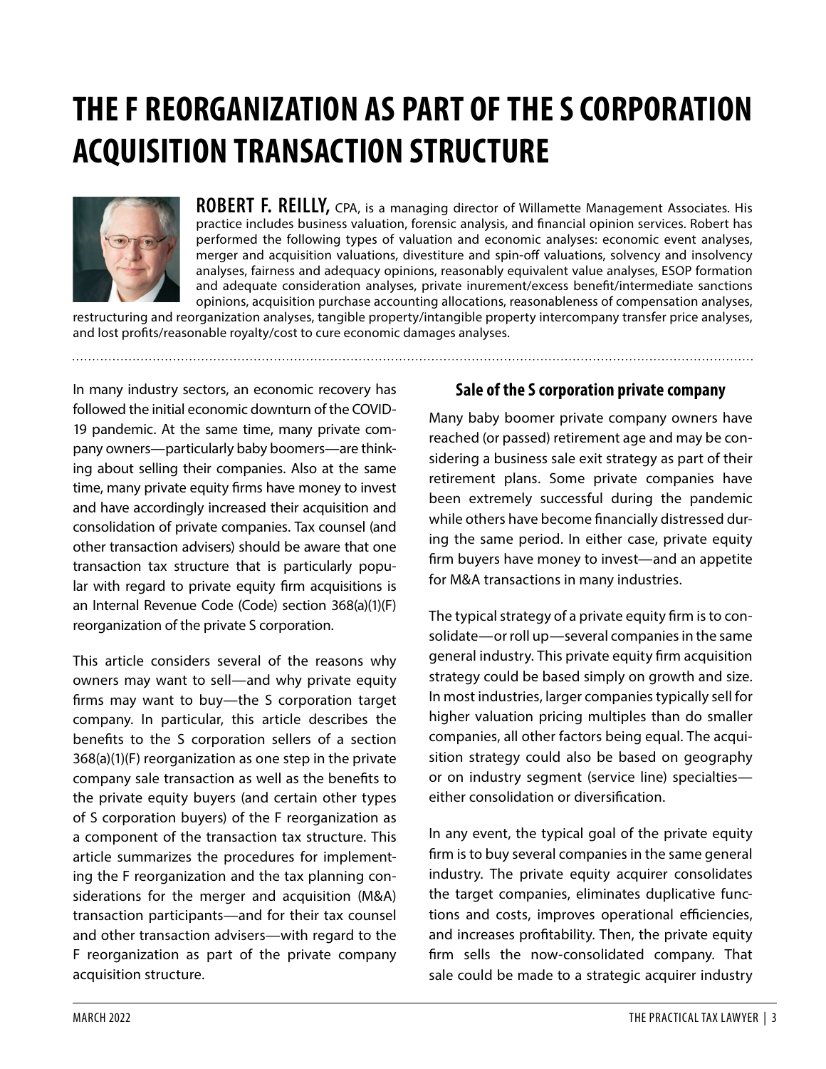# THE F REORGANIZATION AS PART OF THE S CORPORATION ACQUISITION TRANSACTION STRUCTURE

**ROBERT F. REILLY,** CPA, is a managing director of Willamette Management Associates. His practice includes business valuation, forensic analysis, and financial opinion services. Robert has performed the following types of valuation and economic analyses: economic event analyses, merger and acquisition valuations, divestiture and spin-off valuations, solvency and insolvency analyses, fairness and adequacy opinions, reasonably equivalent value analyses, ESOP formation and adequate consideration analyses, private inurement/excess benefit/intermediate sanctions opinions, acquisition purchase accounting allocations, reasonableness of compensation analyses, restructuring and reorganization analyses, tangible property/intangible property intercompany transfer price analyses, and lost profits/reasonable royalty/cost to cure economic damages analyses.

In many industry sectors, an economic recovery has followed the initial economic downturn of the COVID-19 pandemic. At the same time, many private company owners—particularly baby boomers—are thinking about selling their companies. Also at the same time, many private equity firms have money to invest and have accordingly increased their acquisition and consolidation of private companies. Tax counsel (and other transaction advisers) should be aware that one transaction tax structure that is particularly popular with regard to private equity firm acquisitions is an Internal Revenue Code (Code) section 368(a)(1)(F) reorganization of the private S corporation.

This article considers several of the reasons why owners may want to sell—and why private equity firms may want to buy—the S corporation target company. In particular, this article describes the benefits to the S corporation sellers of a section 368(a)(1)(F) reorganization as one step in the private company sale transaction as well as the benefits to the private equity buyers (and certain other types of S corporation buyers) of the F reorganization as a component of the transaction tax structure. This article summarizes the procedures for implementing the F reorganization and the tax planning considerations for the merger and acquisition (M&A) transaction participants—and for their tax counsel and other transaction advisers—with regard to the F reorganization as part of the private company acquisition structure.

## Sale of the S corporation private company

Many baby boomer private company owners have reached (or passed) retirement age and may be considering a business sale exit strategy as part of their retirement plans. Some private companies have been extremely successful during the pandemic while others have become financially distressed during the same period. In either case, private equity firm buyers have money to invest—and an appetite for M&A transactions in many industries.

The typical strategy of a private equity firm is to consolidate—or roll up—several companies in the same general industry. This private equity firm acquisition strategy could be based simply on growth and size. In most industries, larger companies typically sell for higher valuation pricing multiples than do smaller companies, all other factors being equal. The acquisition strategy could also be based on geography or on industry segment (service line) specialties—either consolidation or diversification.

In any event, the typical goal of the private equity firm is to buy several companies in the same general industry. The private equity acquirer consolidates the target companies, eliminates duplicative functions and costs, improves operational efficiencies, and increases profitability. Then, the private equity firm sells the now-consolidated company. That sale could be made to a strategic acquirer industry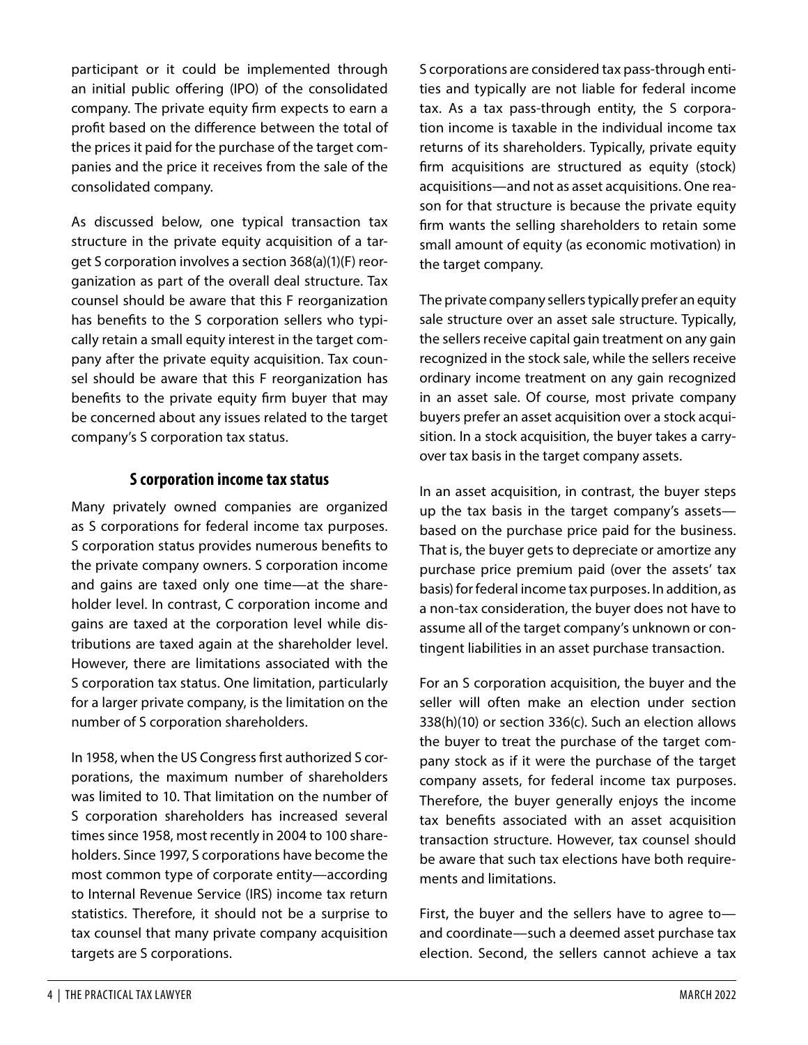participant or it could be implemented through an initial public offering (IPO) of the consolidated company. The private equity firm expects to earn a profit based on the difference between the total of the prices it paid for the purchase of the target companies and the price it receives from the sale of the consolidated company.

As discussed below, one typical transaction tax structure in the private equity acquisition of a target S corporation involves a section 368(a)(1)(F) reorganization as part of the overall deal structure. Tax counsel should be aware that this F reorganization has benefits to the S corporation sellers who typically retain a small equity interest in the target company after the private equity acquisition. Tax counsel should be aware that this F reorganization has benefits to the private equity firm buyer that may be concerned about any issues related to the target company's S corporation tax status.

## S corporation income tax status

Many privately owned companies are organized as S corporations for federal income tax purposes. S corporation status provides numerous benefits to the private company owners. S corporation income and gains are taxed only one time—at the shareholder level. In contrast, C corporation income and gains are taxed at the corporation level while distributions are taxed again at the shareholder level. However, there are limitations associated with the S corporation tax status. One limitation, particularly for a larger private company, is the limitation on the number of S corporation shareholders.

In 1958, when the US Congress first authorized S corporations, the maximum number of shareholders was limited to 10. That limitation on the number of S corporation shareholders has increased several times since 1958, most recently in 2004 to 100 shareholders. Since 1997, S corporations have become the most common type of corporate entity—according to Internal Revenue Service (IRS) income tax return statistics. Therefore, it should not be a surprise to tax counsel that many private company acquisition targets are S corporations.

S corporations are considered tax pass-through entities and typically are not liable for federal income tax. As a tax pass-through entity, the S corporation income is taxable in the individual income tax returns of its shareholders. Typically, private equity firm acquisitions are structured as equity (stock) acquisitions—and not as asset acquisitions. One reason for that structure is because the private equity firm wants the selling shareholders to retain some small amount of equity (as economic motivation) in the target company.

The private company sellers typically prefer an equity sale structure over an asset sale structure. Typically, the sellers receive capital gain treatment on any gain recognized in the stock sale, while the sellers receive ordinary income treatment on any gain recognized in an asset sale. Of course, most private company buyers prefer an asset acquisition over a stock acquisition. In a stock acquisition, the buyer takes a carryover tax basis in the target company assets.

In an asset acquisition, in contrast, the buyer steps up the tax basis in the target company's assets—based on the purchase price paid for the business. That is, the buyer gets to depreciate or amortize any purchase price premium paid (over the assets' tax basis) for federal income tax purposes. In addition, as a non-tax consideration, the buyer does not have to assume all of the target company's unknown or contingent liabilities in an asset purchase transaction.

For an S corporation acquisition, the buyer and the seller will often make an election under section 338(h)(10) or section 336(c). Such an election allows the buyer to treat the purchase of the target company stock as if it were the purchase of the target company assets, for federal income tax purposes. Therefore, the buyer generally enjoys the income tax benefits associated with an asset acquisition transaction structure. However, tax counsel should be aware that such tax elections have both requirements and limitations.

First, the buyer and the sellers have to agree to—and coordinate—such a deemed asset purchase tax election. Second, the sellers cannot achieve a tax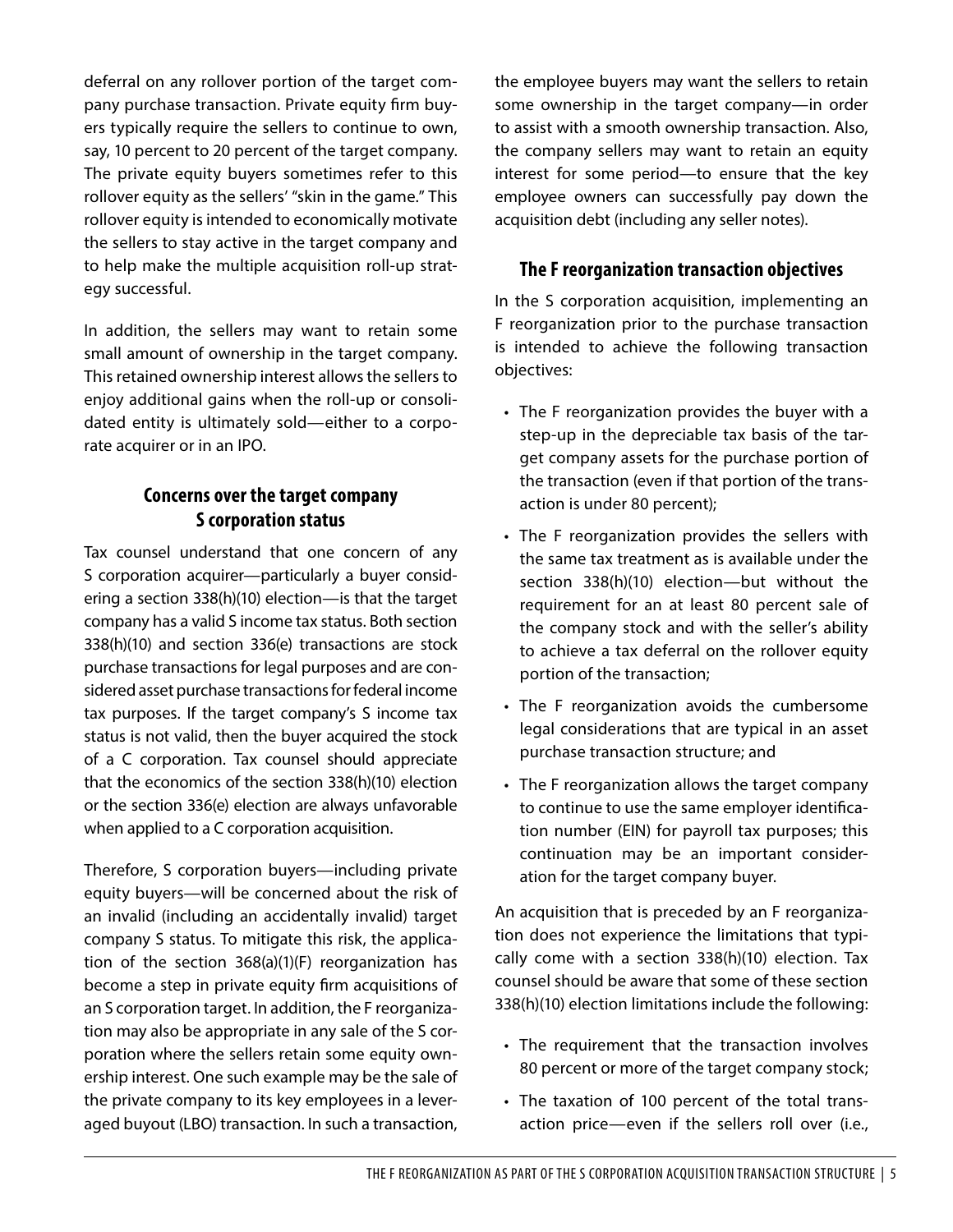deferral on any rollover portion of the target company purchase transaction. Private equity firm buyers typically require the sellers to continue to own, say, 10 percent to 20 percent of the target company. The private equity buyers sometimes refer to this rollover equity as the sellers' "skin in the game." This rollover equity is intended to economically motivate the sellers to stay active in the target company and to help make the multiple acquisition roll-up strategy successful.

In addition, the sellers may want to retain some small amount of ownership in the target company. This retained ownership interest allows the sellers to enjoy additional gains when the roll-up or consolidated entity is ultimately sold—either to a corporate acquirer or in an IPO.

## Concerns over the target company S corporation status

Tax counsel understand that one concern of any S corporation acquirer—particularly a buyer considering a section 338(h)(10) election—is that the target company has a valid S income tax status. Both section 338(h)(10) and section 336(e) transactions are stock purchase transactions for legal purposes and are considered asset purchase transactions for federal income tax purposes. If the target company's S income tax status is not valid, then the buyer acquired the stock of a C corporation. Tax counsel should appreciate that the economics of the section 338(h)(10) election or the section 336(e) election are always unfavorable when applied to a C corporation acquisition.

Therefore, S corporation buyers—including private equity buyers—will be concerned about the risk of an invalid (including an accidentally invalid) target company S status. To mitigate this risk, the application of the section 368(a)(1)(F) reorganization has become a step in private equity firm acquisitions of an S corporation target. In addition, the F reorganization may also be appropriate in any sale of the S corporation where the sellers retain some equity ownership interest. One such example may be the sale of the private company to its key employees in a leveraged buyout (LBO) transaction. In such a transaction, the employee buyers may want the sellers to retain some ownership in the target company—in order to assist with a smooth ownership transaction. Also, the company sellers may want to retain an equity interest for some period—to ensure that the key employee owners can successfully pay down the acquisition debt (including any seller notes).

## The F reorganization transaction objectives

In the S corporation acquisition, implementing an F reorganization prior to the purchase transaction is intended to achieve the following transaction objectives:

- The F reorganization provides the buyer with a step-up in the depreciable tax basis of the target company assets for the purchase portion of the transaction (even if that portion of the transaction is under 80 percent);
- The F reorganization provides the sellers with the same tax treatment as is available under the section 338(h)(10) election—but without the requirement for an at least 80 percent sale of the company stock and with the seller's ability to achieve a tax deferral on the rollover equity portion of the transaction;
- The F reorganization avoids the cumbersome legal considerations that are typical in an asset purchase transaction structure; and
- The F reorganization allows the target company to continue to use the same employer identification number (EIN) for payroll tax purposes; this continuation may be an important consideration for the target company buyer.

An acquisition that is preceded by an F reorganization does not experience the limitations that typically come with a section 338(h)(10) election. Tax counsel should be aware that some of these section 338(h)(10) election limitations include the following:

- The requirement that the transaction involves 80 percent or more of the target company stock;
- The taxation of 100 percent of the total transaction price—even if the sellers roll over (i.e.,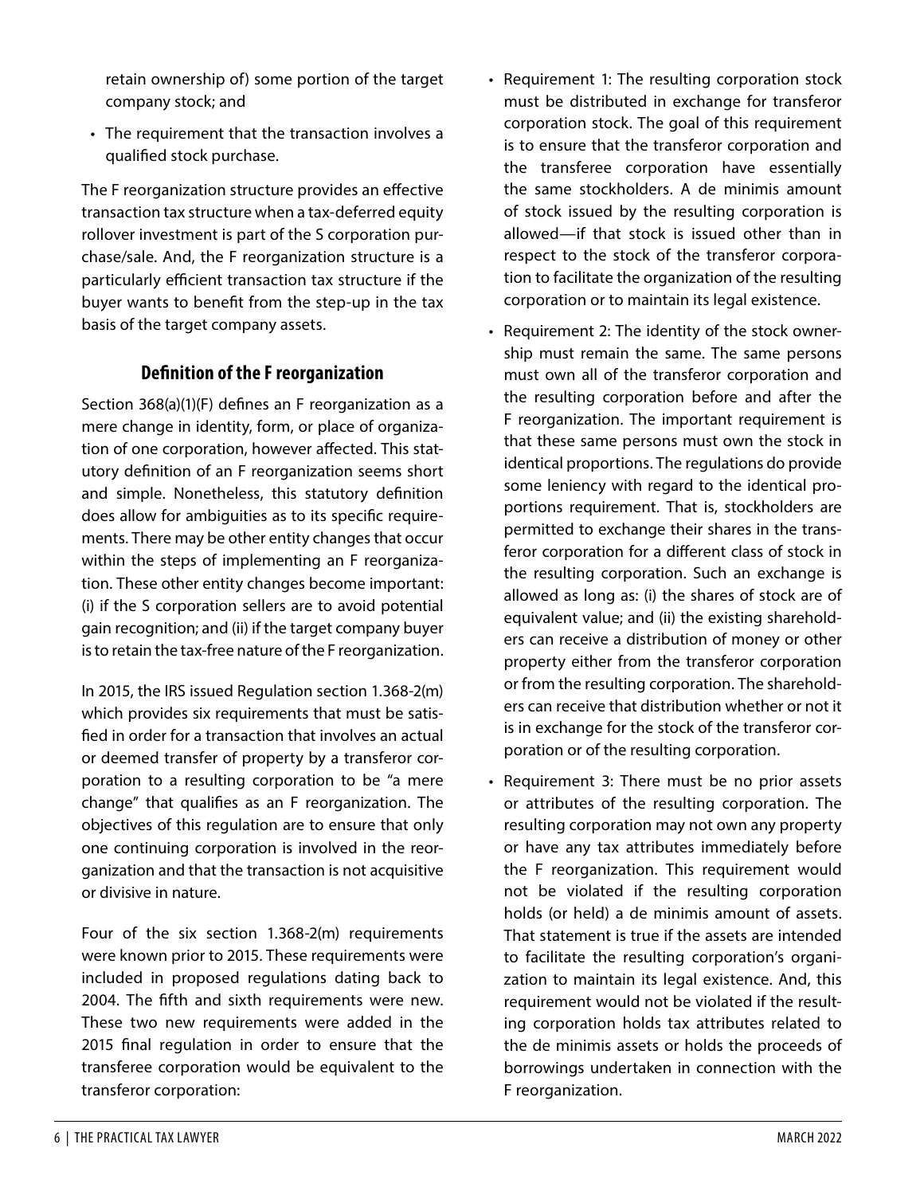retain ownership of) some portion of the target company stock; and

- The requirement that the transaction involves a qualified stock purchase.

The F reorganization structure provides an effective transaction tax structure when a tax-deferred equity rollover investment is part of the S corporation purchase/sale. And, the F reorganization structure is a particularly efficient transaction tax structure if the buyer wants to benefit from the step-up in the tax basis of the target company assets.

## Definition of the F reorganization

Section 368(a)(1)(F) defines an F reorganization as a mere change in identity, form, or place of organization of one corporation, however affected. This statutory definition of an F reorganization seems short and simple. Nonetheless, this statutory definition does allow for ambiguities as to its specific requirements. There may be other entity changes that occur within the steps of implementing an F reorganization. These other entity changes become important: (i) if the S corporation sellers are to avoid potential gain recognition; and (ii) if the target company buyer is to retain the tax-free nature of the F reorganization.

In 2015, the IRS issued Regulation section 1.368-2(m) which provides six requirements that must be satisfied in order for a transaction that involves an actual or deemed transfer of property by a transferor corporation to a resulting corporation to be "a mere change" that qualifies as an F reorganization. The objectives of this regulation are to ensure that only one continuing corporation is involved in the reorganization and that the transaction is not acquisitive or divisive in nature.

Four of the six section 1.368-2(m) requirements were known prior to 2015. These requirements were included in proposed regulations dating back to 2004. The fifth and sixth requirements were new. These two new requirements were added in the 2015 final regulation in order to ensure that the transferee corporation would be equivalent to the transferor corporation:

- Requirement 1: The resulting corporation stock must be distributed in exchange for transferor corporation stock. The goal of this requirement is to ensure that the transferor corporation and the transferee corporation have essentially the same stockholders. A de minimis amount of stock issued by the resulting corporation is allowed—if that stock is issued other than in respect to the stock of the transferor corporation to facilitate the organization of the resulting corporation or to maintain its legal existence.
- Requirement 2: The identity of the stock ownership must remain the same. The same persons must own all of the transferor corporation and the resulting corporation before and after the F reorganization. The important requirement is that these same persons must own the stock in identical proportions. The regulations do provide some leniency with regard to the identical proportions requirement. That is, stockholders are permitted to exchange their shares in the transferor corporation for a different class of stock in the resulting corporation. Such an exchange is allowed as long as: (i) the shares of stock are of equivalent value; and (ii) the existing shareholders can receive a distribution of money or other property either from the transferor corporation or from the resulting corporation. The shareholders can receive that distribution whether or not it is in exchange for the stock of the transferor corporation or of the resulting corporation.
- Requirement 3: There must be no prior assets or attributes of the resulting corporation. The resulting corporation may not own any property or have any tax attributes immediately before the F reorganization. This requirement would not be violated if the resulting corporation holds (or held) a de minimis amount of assets. That statement is true if the assets are intended to facilitate the resulting corporation's organization to maintain its legal existence. And, this requirement would not be violated if the resulting corporation holds tax attributes related to the de minimis assets or holds the proceeds of borrowings undertaken in connection with the F reorganization.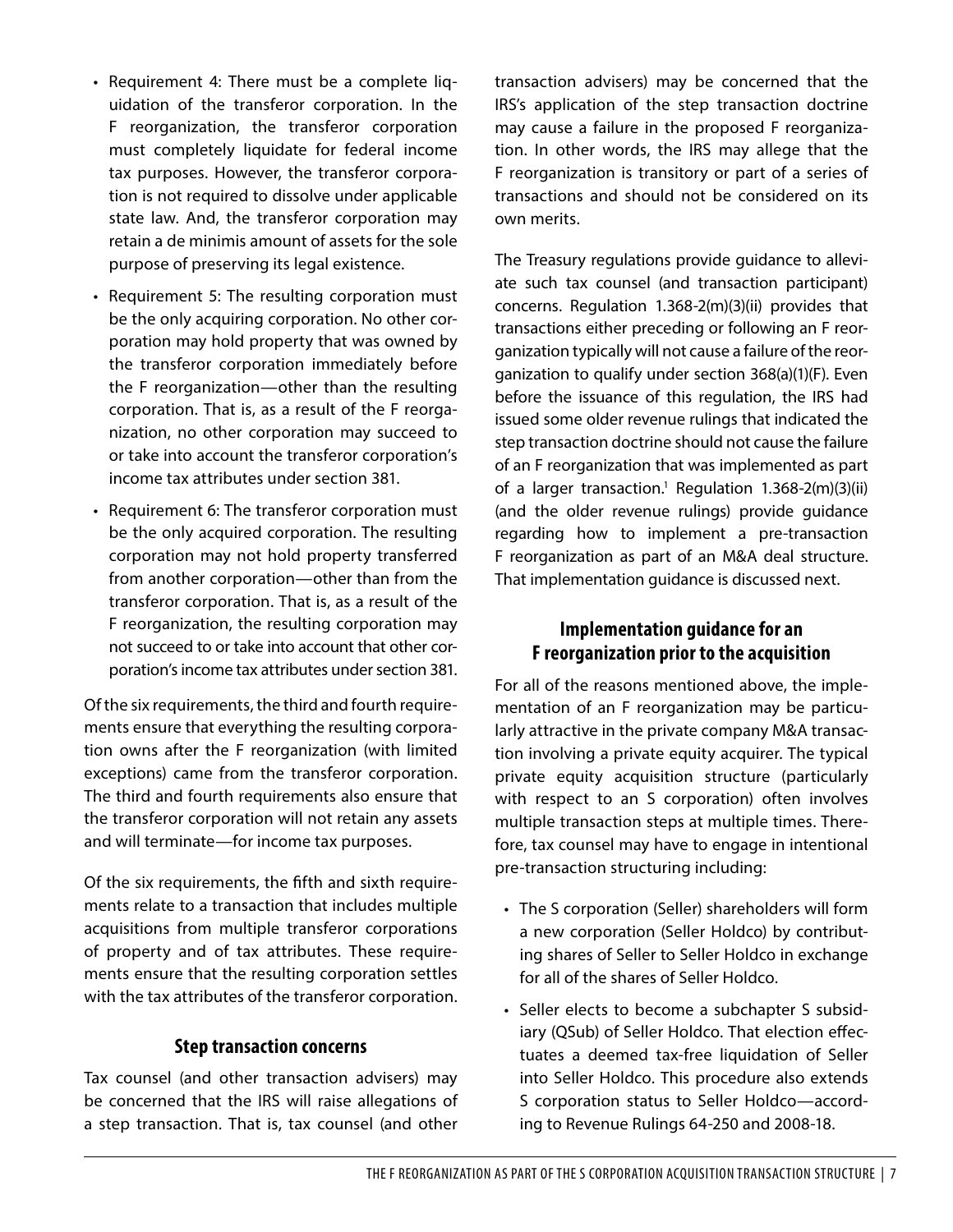- Requirement 4: There must be a complete liquidation of the transferor corporation. In the F reorganization, the transferor corporation must completely liquidate for federal income tax purposes. However, the transferor corporation is not required to dissolve under applicable state law. And, the transferor corporation may retain a de minimis amount of assets for the sole purpose of preserving its legal existence.
- Requirement 5: The resulting corporation must be the only acquiring corporation. No other corporation may hold property that was owned by the transferor corporation immediately before the F reorganization—other than the resulting corporation. That is, as a result of the F reorganization, no other corporation may succeed to or take into account the transferor corporation's income tax attributes under section 381.
- Requirement 6: The transferor corporation must be the only acquired corporation. The resulting corporation may not hold property transferred from another corporation—other than from the transferor corporation. That is, as a result of the F reorganization, the resulting corporation may not succeed to or take into account that other corporation's income tax attributes under section 381.

Of the six requirements, the third and fourth requirements ensure that everything the resulting corporation owns after the F reorganization (with limited exceptions) came from the transferor corporation. The third and fourth requirements also ensure that the transferor corporation will not retain any assets and will terminate—for income tax purposes.

Of the six requirements, the fifth and sixth requirements relate to a transaction that includes multiple acquisitions from multiple transferor corporations of property and of tax attributes. These requirements ensure that the resulting corporation settles with the tax attributes of the transferor corporation.

## Step transaction concerns

Tax counsel (and other transaction advisers) may be concerned that the IRS will raise allegations of a step transaction. That is, tax counsel (and other transaction advisers) may be concerned that the IRS's application of the step transaction doctrine may cause a failure in the proposed F reorganization. In other words, the IRS may allege that the F reorganization is transitory or part of a series of transactions and should not be considered on its own merits.

The Treasury regulations provide guidance to alleviate such tax counsel (and transaction participant) concerns. Regulation 1.368-2(m)(3)(ii) provides that transactions either preceding or following an F reorganization typically will not cause a failure of the reorganization to qualify under section 368(a)(1)(F). Even before the issuance of this regulation, the IRS had issued some older revenue rulings that indicated the step transaction doctrine should not cause the failure of an F reorganization that was implemented as part of a larger transaction.[1] Regulation 1.368-2(m)(3)(ii) (and the older revenue rulings) provide guidance regarding how to implement a pre-transaction F reorganization as part of an M&A deal structure. That implementation guidance is discussed next.

## Implementation guidance for an F reorganization prior to the acquisition

For all of the reasons mentioned above, the implementation of an F reorganization may be particularly attractive in the private company M&A transaction involving a private equity acquirer. The typical private equity acquisition structure (particularly with respect to an S corporation) often involves multiple transaction steps at multiple times. Therefore, tax counsel may have to engage in intentional pre-transaction structuring including:

- The S corporation (Seller) shareholders will form a new corporation (Seller Holdco) by contributing shares of Seller to Seller Holdco in exchange for all of the shares of Seller Holdco.
- Seller elects to become a subchapter S subsidiary (QSub) of Seller Holdco. That election effectuates a deemed tax-free liquidation of Seller into Seller Holdco. This procedure also extends S corporation status to Seller Holdco—according to Revenue Rulings 64-250 and 2008-18.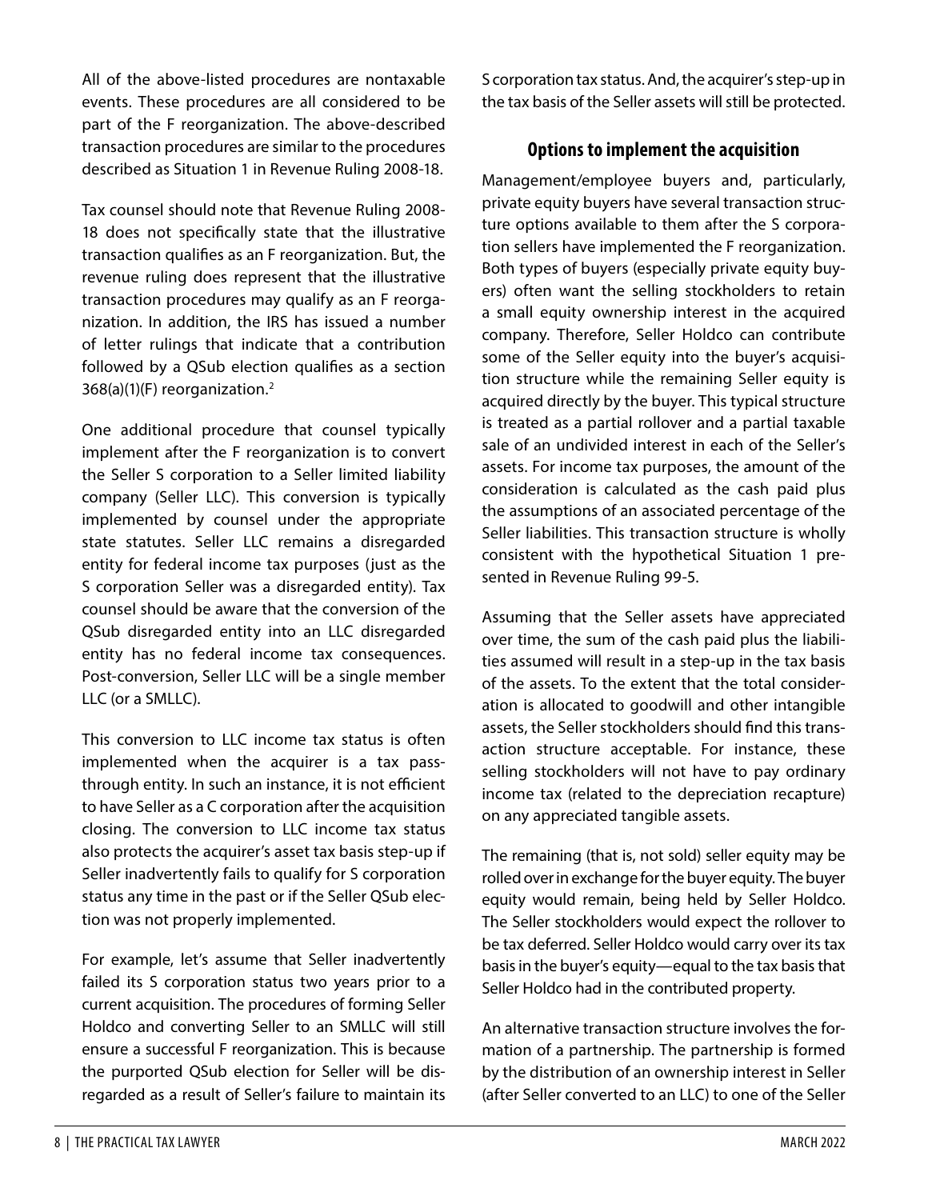All of the above-listed procedures are nontaxable events. These procedures are all considered to be part of the F reorganization. The above-described transaction procedures are similar to the procedures described as Situation 1 in Revenue Ruling 2008-18.

Tax counsel should note that Revenue Ruling 2008-18 does not specifically state that the illustrative transaction qualifies as an F reorganization. But, the revenue ruling does represent that the illustrative transaction procedures may qualify as an F reorganization. In addition, the IRS has issued a number of letter rulings that indicate that a contribution followed by a QSub election qualifies as a section 368(a)(1)(F) reorganization.[2]

One additional procedure that counsel typically implement after the F reorganization is to convert the Seller S corporation to a Seller limited liability company (Seller LLC). This conversion is typically implemented by counsel under the appropriate state statutes. Seller LLC remains a disregarded entity for federal income tax purposes (just as the S corporation Seller was a disregarded entity). Tax counsel should be aware that the conversion of the QSub disregarded entity into an LLC disregarded entity has no federal income tax consequences. Post-conversion, Seller LLC will be a single member LLC (or a SMLLC).

This conversion to LLC income tax status is often implemented when the acquirer is a tax pass-through entity. In such an instance, it is not efficient to have Seller as a C corporation after the acquisition closing. The conversion to LLC income tax status also protects the acquirer's asset tax basis step-up if Seller inadvertently fails to qualify for S corporation status any time in the past or if the Seller QSub election was not properly implemented.

For example, let's assume that Seller inadvertently failed its S corporation status two years prior to a current acquisition. The procedures of forming Seller Holdco and converting Seller to an SMLLC will still ensure a successful F reorganization. This is because the purported QSub election for Seller will be disregarded as a result of Seller's failure to maintain its S corporation tax status. And, the acquirer's step-up in the tax basis of the Seller assets will still be protected.

## Options to implement the acquisition

Management/employee buyers and, particularly, private equity buyers have several transaction structure options available to them after the S corporation sellers have implemented the F reorganization. Both types of buyers (especially private equity buyers) often want the selling stockholders to retain a small equity ownership interest in the acquired company. Therefore, Seller Holdco can contribute some of the Seller equity into the buyer's acquisition structure while the remaining Seller equity is acquired directly by the buyer. This typical structure is treated as a partial rollover and a partial taxable sale of an undivided interest in each of the Seller's assets. For income tax purposes, the amount of the consideration is calculated as the cash paid plus the assumptions of an associated percentage of the Seller liabilities. This transaction structure is wholly consistent with the hypothetical Situation 1 presented in Revenue Ruling 99-5.

Assuming that the Seller assets have appreciated over time, the sum of the cash paid plus the liabilities assumed will result in a step-up in the tax basis of the assets. To the extent that the total consideration is allocated to goodwill and other intangible assets, the Seller stockholders should find this transaction structure acceptable. For instance, these selling stockholders will not have to pay ordinary income tax (related to the depreciation recapture) on any appreciated tangible assets.

The remaining (that is, not sold) seller equity may be rolled over in exchange for the buyer equity. The buyer equity would remain, being held by Seller Holdco. The Seller stockholders would expect the rollover to be tax deferred. Seller Holdco would carry over its tax basis in the buyer's equity—equal to the tax basis that Seller Holdco had in the contributed property.

An alternative transaction structure involves the formation of a partnership. The partnership is formed by the distribution of an ownership interest in Seller (after Seller converted to an LLC) to one of the Seller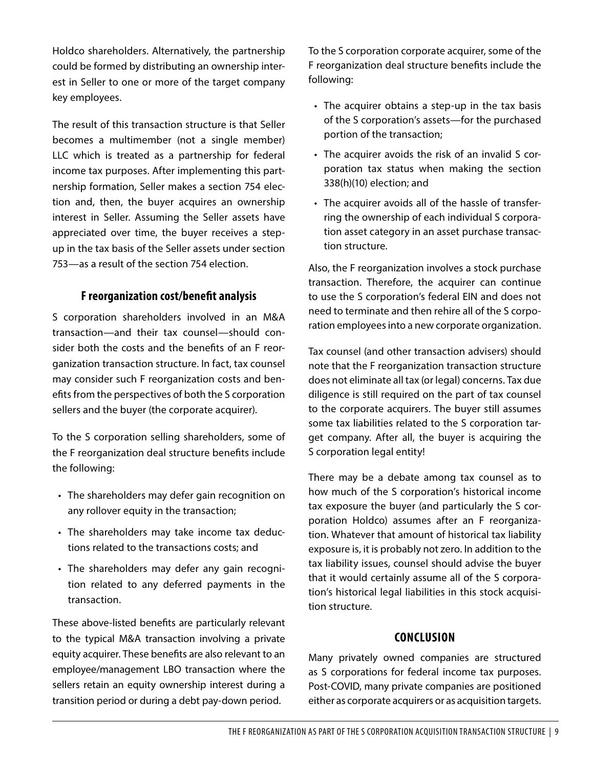Holdco shareholders. Alternatively, the partnership could be formed by distributing an ownership interest in Seller to one or more of the target company key employees.

The result of this transaction structure is that Seller becomes a multimember (not a single member) LLC which is treated as a partnership for federal income tax purposes. After implementing this partnership formation, Seller makes a section 754 election and, then, the buyer acquires an ownership interest in Seller. Assuming the Seller assets have appreciated over time, the buyer receives a step-up in the tax basis of the Seller assets under section 753—as a result of the section 754 election.

### F reorganization cost/benefit analysis

S corporation shareholders involved in an M&A transaction—and their tax counsel—should consider both the costs and the benefits of an F reorganization transaction structure. In fact, tax counsel may consider such F reorganization costs and benefits from the perspectives of both the S corporation sellers and the buyer (the corporate acquirer).

To the S corporation selling shareholders, some of the F reorganization deal structure benefits include the following:

- The shareholders may defer gain recognition on any rollover equity in the transaction;
- The shareholders may take income tax deductions related to the transactions costs; and
- The shareholders may defer any gain recognition related to any deferred payments in the transaction.

These above-listed benefits are particularly relevant to the typical M&A transaction involving a private equity acquirer. These benefits are also relevant to an employee/management LBO transaction where the sellers retain an equity ownership interest during a transition period or during a debt pay-down period.

To the S corporation corporate acquirer, some of the F reorganization deal structure benefits include the following:

- The acquirer obtains a step-up in the tax basis of the S corporation's assets—for the purchased portion of the transaction;
- The acquirer avoids the risk of an invalid S corporation tax status when making the section 338(h)(10) election; and
- The acquirer avoids all of the hassle of transferring the ownership of each individual S corporation asset category in an asset purchase transaction structure.

Also, the F reorganization involves a stock purchase transaction. Therefore, the acquirer can continue to use the S corporation's federal EIN and does not need to terminate and then rehire all of the S corporation employees into a new corporate organization.

Tax counsel (and other transaction advisers) should note that the F reorganization transaction structure does not eliminate all tax (or legal) concerns. Tax due diligence is still required on the part of tax counsel to the corporate acquirers. The buyer still assumes some tax liabilities related to the S corporation target company. After all, the buyer is acquiring the S corporation legal entity!

There may be a debate among tax counsel as to how much of the S corporation's historical income tax exposure the buyer (and particularly the S corporation Holdco) assumes after an F reorganization. Whatever that amount of historical tax liability exposure is, it is probably not zero. In addition to the tax liability issues, counsel should advise the buyer that it would certainly assume all of the S corporation's historical legal liabilities in this stock acquisition structure.

## CONCLUSION

Many privately owned companies are structured as S corporations for federal income tax purposes. Post-COVID, many private companies are positioned either as corporate acquirers or as acquisition targets.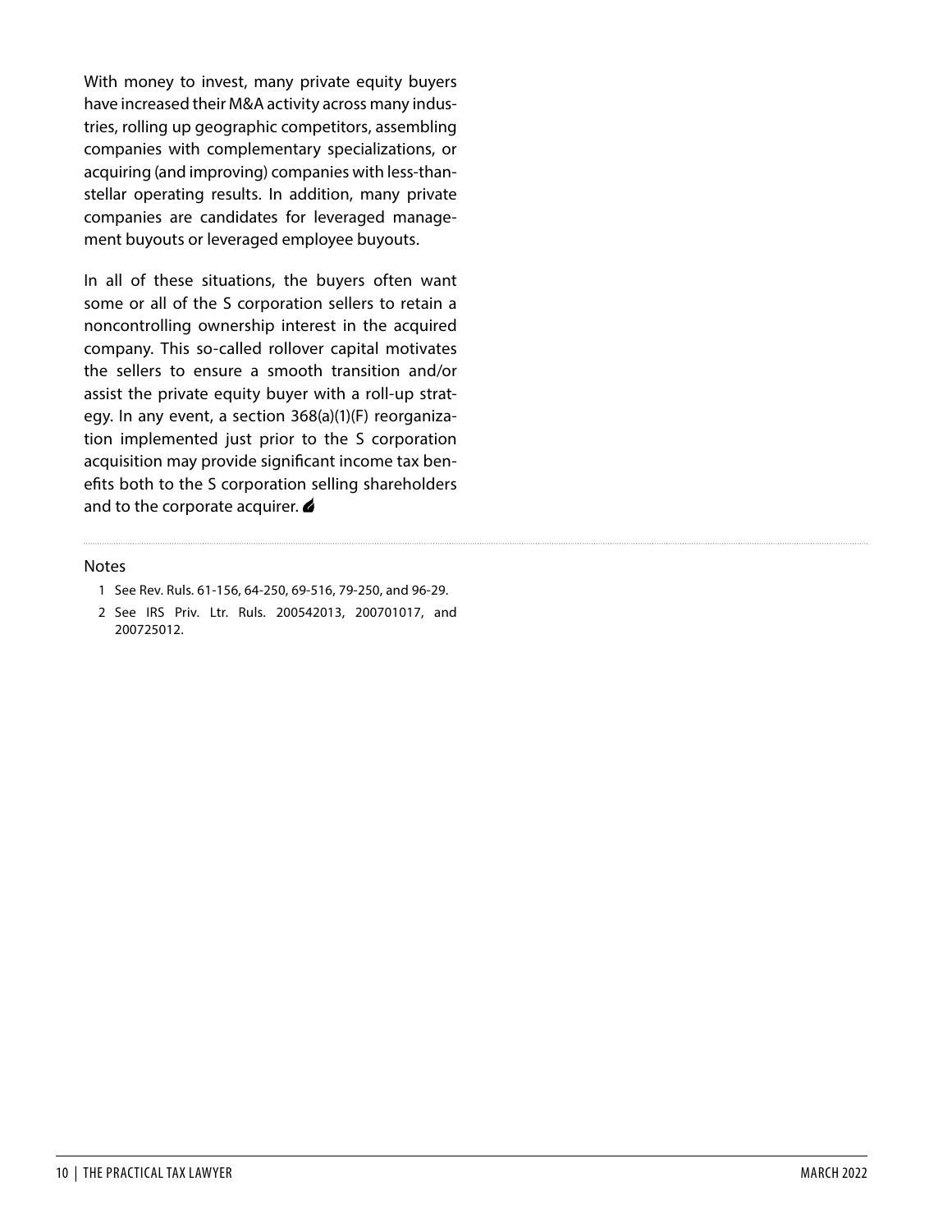With money to invest, many private equity buyers have increased their M&A activity across many industries, rolling up geographic competitors, assembling companies with complementary specializations, or acquiring (and improving) companies with less-than-stellar operating results. In addition, many private companies are candidates for leveraged management buyouts or leveraged employee buyouts.

In all of these situations, the buyers often want some or all of the S corporation sellers to retain a noncontrolling ownership interest in the acquired company. This so-called rollover capital motivates the sellers to ensure a smooth transition and/or assist the private equity buyer with a roll-up strategy. In any event, a section 368(a)(1)(F) reorganization implemented just prior to the S corporation acquisition may provide significant income tax benefits both to the S corporation selling shareholders and to the corporate acquirer.

Notes

1. See Rev. Ruls. 61-156, 64-250, 69-516, 79-250, and 96-29.
2. See IRS Priv. Ltr. Ruls. 200542013, 200701017, and 200725012.